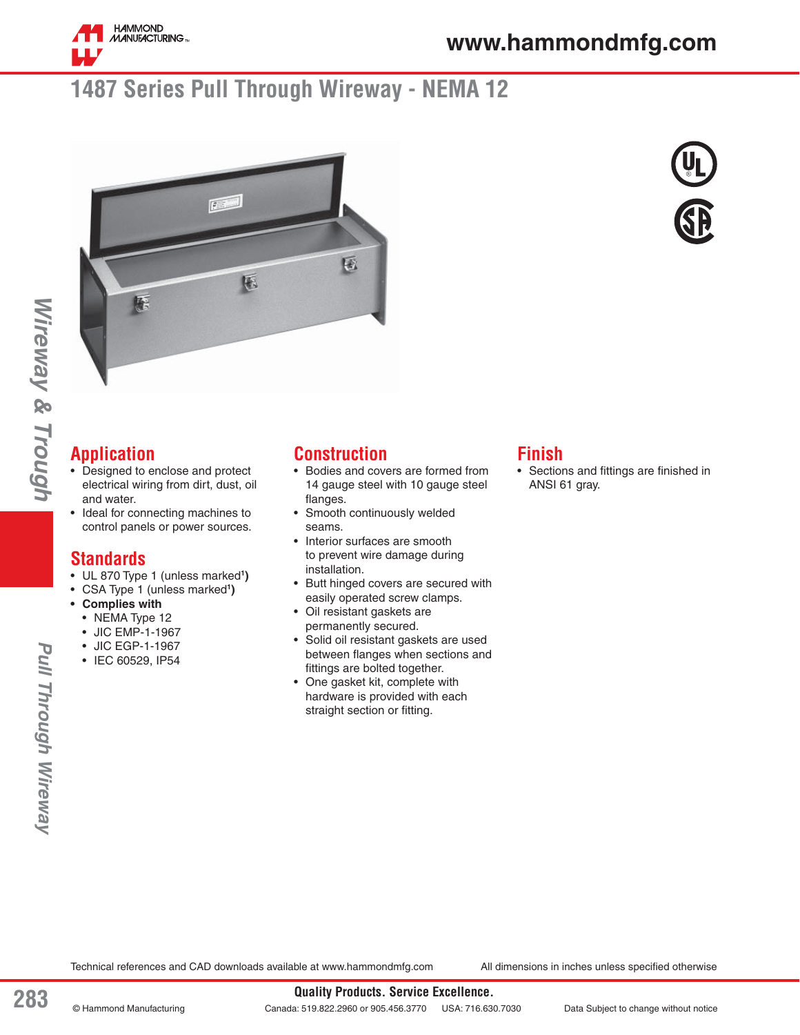# 1487 Series Pull Through Wireway - NEMA 12

## Application

- Designed to enclose and protect electrical wiring from dirt, dust, oil and water.
- Ideal for connecting machines to control panels or power sources.

## Standards

- UL 870 Type 1 (unless marked[1])
- CSA Type 1 (unless marked[1])
- **Complies with**
  - NEMA Type 12
  - JIC EMP-1-1967
  - JIC EGP-1-1967
  - IEC 60529, IP54

## Construction

- Bodies and covers are formed from 14 gauge steel with 10 gauge steel flanges.
- Smooth continuously welded seams.
- Interior surfaces are smooth to prevent wire damage during installation.
- Butt hinged covers are secured with easily operated screw clamps.
- Oil resistant gaskets are permanently secured.
- Solid oil resistant gaskets are used between flanges when sections and fittings are bolted together.
- One gasket kit, complete with hardware is provided with each straight section or fitting.

## Finish

- Sections and fittings are finished in ANSI 61 gray.

Technical references and CAD downloads available at www.hammondmfg.com

All dimensions in inches unless specified otherwise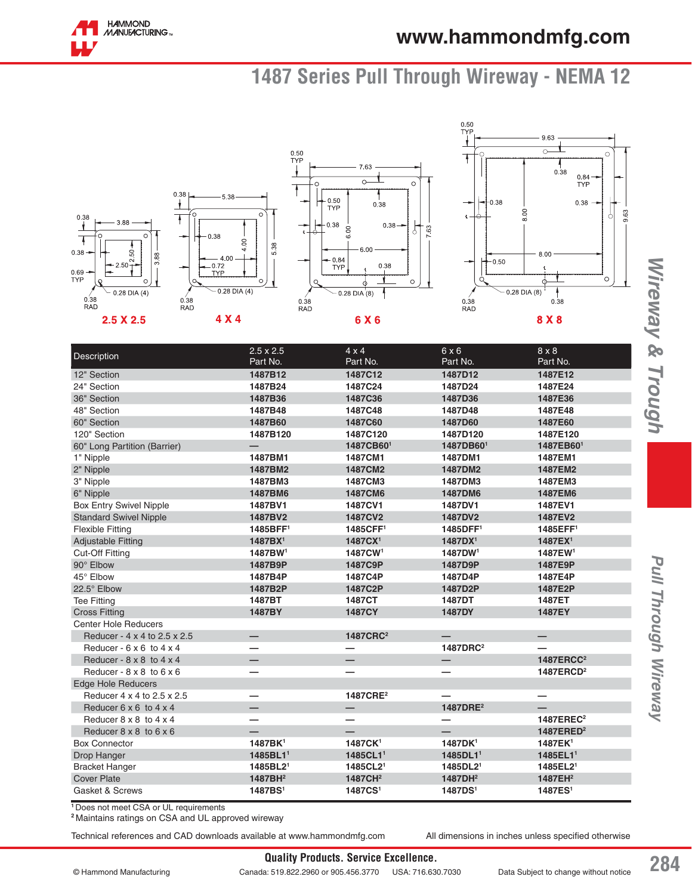# 1487 Series Pull Through Wireway - NEMA 12

**2.5 X 2.5** **4 X 4** **6 X 6** **8 X 8**

| Description | 2.5 x 2.5 Part No. | 4 x 4 Part No. | 6 x 6 Part No. | 8 x 8 Part No. |
|---|---|---|---|---|
| 12" Section | 1487B12 | 1487C12 | 1487D12 | 1487E12 |
| 24" Section | 1487B24 | 1487C24 | 1487D24 | 1487E24 |
| 36" Section | 1487B36 | 1487C36 | 1487D36 | 1487E36 |
| 48" Section | 1487B48 | 1487C48 | 1487D48 | 1487E48 |
| 60" Section | 1487B60 | 1487C60 | 1487D60 | 1487E60 |
| 120" Section | 1487B120 | 1487C120 | 1487D120 | 1487E120 |
| 60" Long Partition (Barrier) | — | 1487CB60[1] | 1487DB60[1] | 1487EB60[1] |
| 1" Nipple | 1487BM1 | 1487CM1 | 1487DM1 | 1487EM1 |
| 2" Nipple | 1487BM2 | 1487CM2 | 1487DM2 | 1487EM2 |
| 3" Nipple | 1487BM3 | 1487CM3 | 1487DM3 | 1487EM3 |
| 6" Nipple | 1487BM6 | 1487CM6 | 1487DM6 | 1487EM6 |
| Box Entry Swivel Nipple | 1487BV1 | 1487CV1 | 1487DV1 | 1487EV1 |
| Standard Swivel Nipple | 1487BV2 | 1487CV2 | 1487DV2 | 1487EV2 |
| Flexible Fitting | 1485BFF[1] | 1485CFF[1] | 1485DFF[1] | 1485EFF[1] |
| Adjustable Fitting | 1487BX[1] | 1487CX[1] | 1487DX[1] | 1487EX[1] |
| Cut-Off Fitting | 1487BW[1] | 1487CW[1] | 1487DW[1] | 1487EW[1] |
| 90° Elbow | 1487B9P | 1487C9P | 1487D9P | 1487E9P |
| 45° Elbow | 1487B4P | 1487C4P | 1487D4P | 1487E4P |
| 22.5° Elbow | 1487B2P | 1487C2P | 1487D2P | 1487E2P |
| Tee Fitting | 1487BT | 1487CT | 1487DT | 1487ET |
| Cross Fitting | 1487BY | 1487CY | 1487DY | 1487EY |
| Center Hole Reducers | | | | |
| Reducer - 4 x 4 to 2.5 x 2.5 | — | 1487CRC[2] | — | — |
| Reducer - 6 x 6 to 4 x 4 | — | — | 1487DRC[2] | — |
| Reducer - 8 x 8 to 4 x 4 | — | — | — | 1487ERCC[2] |
| Reducer - 8 x 8 to 6 x 6 | — | — | — | 1487ERCD[2] |
| Edge Hole Reducers | | | | |
| Reducer 4 x 4 to 2.5 x 2.5 | — | 1487CRE[2] | — | — |
| Reducer 6 x 6 to 4 x 4 | — | — | 1487DRE[2] | — |
| Reducer 8 x 8 to 4 x 4 | — | — | — | 1487EREC[2] |
| Reducer 8 x 8 to 6 x 6 | — | — | — | 1487ERED[2] |
| Box Connector | 1487BK[1] | 1487CK[1] | 1487DK[1] | 1487EK[1] |
| Drop Hanger | 1485BL1[1] | 1485CL1[1] | 1485DL1[1] | 1485EL1[1] |
| Bracket Hanger | 1485BL2[1] | 1485CL2[1] | 1485DL2[1] | 1485EL2[1] |
| Cover Plate | 1487BH[2] | 1487CH[2] | 1487DH[2] | 1487EH[2] |
| Gasket & Screws | 1487BS[1] | 1487CS[1] | 1487DS[1] | 1487ES[1] |

[1] Does not meet CSA or UL requirements
[2] Maintains ratings on CSA and UL approved wireway

Technical references and CAD downloads available at www.hammondmfg.com

All dimensions in inches unless specified otherwise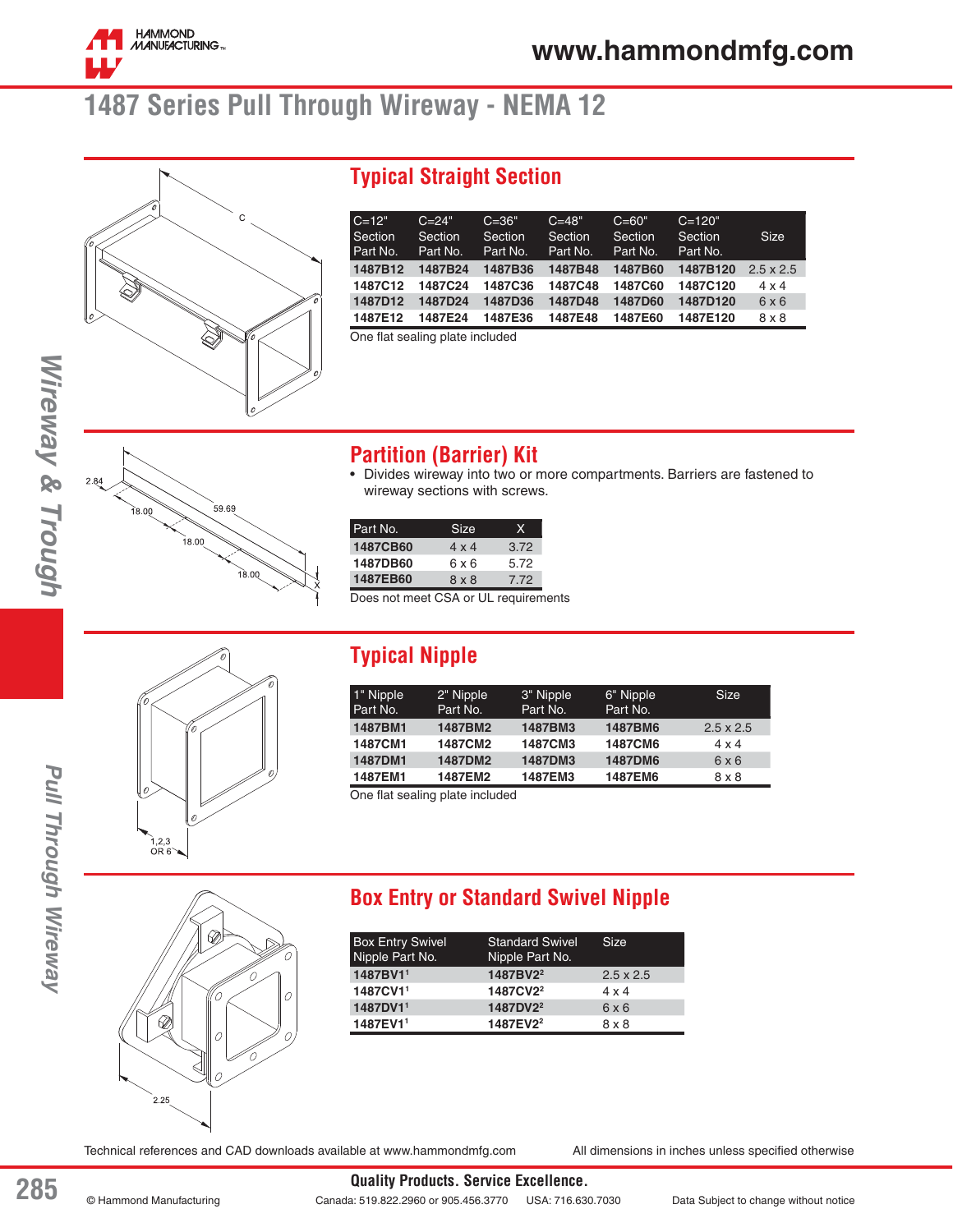# 1487 Series Pull Through Wireway - NEMA 12

## Typical Straight Section

| C=12" Section Part No. | C=24" Section Part No. | C=36" Section Part No. | C=48" Section Part No. | C=60" Section Part No. | C=120" Section Part No. | Size |
|---|---|---|---|---|---|---|
| 1487B12 | 1487B24 | 1487B36 | 1487B48 | 1487B60 | 1487B120 | 2.5 x 2.5 |
| 1487C12 | 1487C24 | 1487C36 | 1487C48 | 1487C60 | 1487C120 | 4 x 4 |
| 1487D12 | 1487D24 | 1487D36 | 1487D48 | 1487D60 | 1487D120 | 6 x 6 |
| 1487E12 | 1487E24 | 1487E36 | 1487E48 | 1487E60 | 1487E120 | 8 x 8 |

One flat sealing plate included

## Partition (Barrier) Kit

- Divides wireway into two or more compartments. Barriers are fastened to wireway sections with screws.

| Part No. | Size | X |
|---|---|---|
| 1487CB60 | 4 x 4 | 3.72 |
| 1487DB60 | 6 x 6 | 5.72 |
| 1487EB60 | 8 x 8 | 7.72 |

Does not meet CSA or UL requirements

## Typical Nipple

| 1" Nipple Part No. | 2" Nipple Part No. | 3" Nipple Part No. | 6" Nipple Part No. | Size |
|---|---|---|---|---|
| 1487BM1 | 1487BM2 | 1487BM3 | 1487BM6 | 2.5 x 2.5 |
| 1487CM1 | 1487CM2 | 1487CM3 | 1487CM6 | 4 x 4 |
| 1487DM1 | 1487DM2 | 1487DM3 | 1487DM6 | 6 x 6 |
| 1487EM1 | 1487EM2 | 1487EM3 | 1487EM6 | 8 x 8 |

One flat sealing plate included

## Box Entry or Standard Swivel Nipple

| Box Entry Swivel Nipple Part No. | Standard Swivel Nipple Part No. | Size |
|---|---|---|
| 1487BV1[1] | 1487BV2[2] | 2.5 x 2.5 |
| 1487CV1[1] | 1487CV2[2] | 4 x 4 |
| 1487DV1[1] | 1487DV2[2] | 6 x 6 |
| 1487EV1[1] | 1487EV2[2] | 8 x 8 |

Technical references and CAD downloads available at www.hammondmfg.com

All dimensions in inches unless specified otherwise